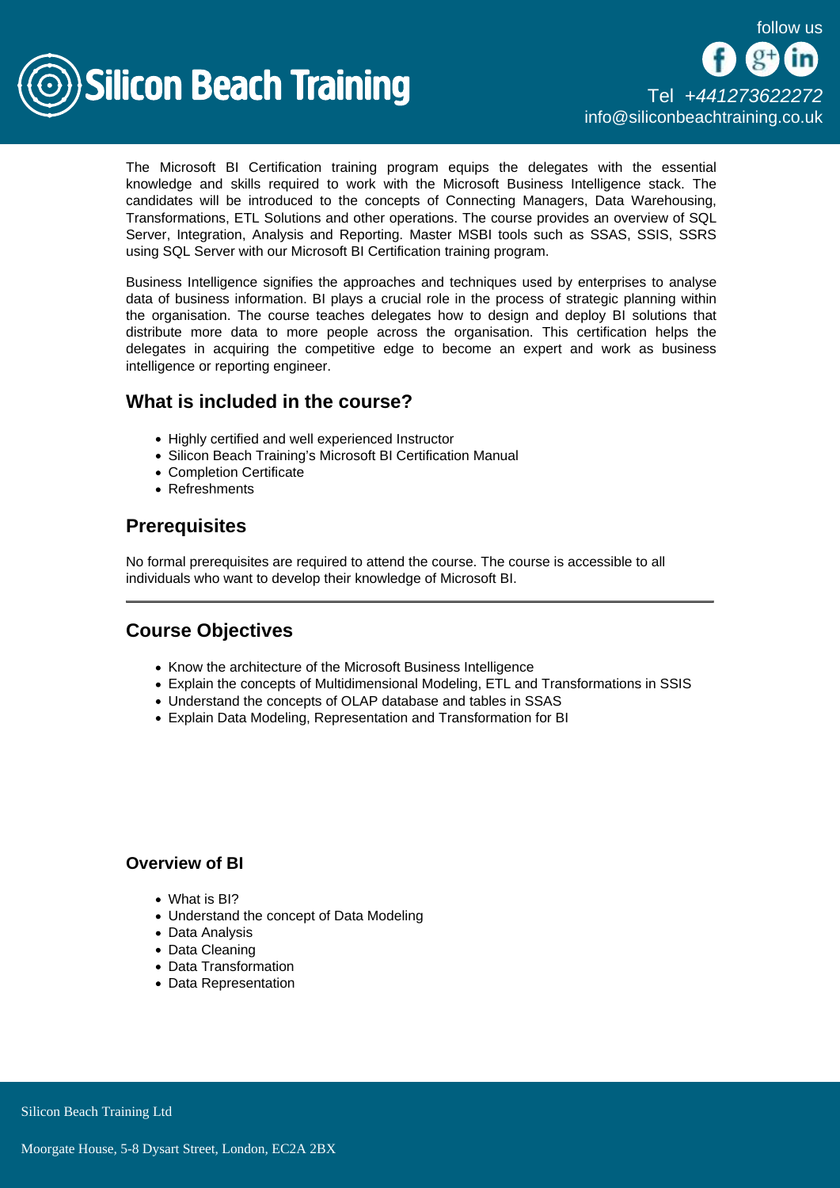The Microsoft BI Certification training program equips the delegates with the essential knowledge and skills required to work with the Microsoft Business Intelligence stack. The candidates will be introduced to the concepts of Connecting Managers, Data Warehousing, Transformations, ETL Solutions and other operations. The course provides an overview of SQL Server, Integration, Analysis and Reporting. Master MSBI tools such as SSAS, SSIS, SSRS using SQL Server with our Microsoft BI Certification training program.

Business Intelligence signifies the approaches and techniques used by enterprises to analyse data of business information. BI plays a crucial role in the process of strategic planning within the organisation. The course teaches delegates how to design and deploy BI solutions that distribute more data to more people across the organisation. This certification helps the delegates in acquiring the competitive edge to become an expert and work as business intelligence or reporting engineer.

## What is included in the course?

- Highly certified and well experienced Instructor
- Silicon Beach Training's Microsoft BI Certification Manual
- Completion Certificate
- Refreshments

## Prerequisites

No formal prerequisites are required to attend the course. The course is accessible to all individuals who want to develop their knowledge of Microsoft BI.

---

## Course Objectives

- Know the architecture of the Microsoft Business Intelligence
- Explain the concepts of Multidimensional Modeling, ETL and Transformations in SSIS
- Understand the concepts of OLAP database and tables in SSAS
- Explain Data Modeling, Representation and Transformation for BI

### Overview of BI

- What is BI?
- Understand the concept of Data Modeling
- Data Analysis
- Data Cleaning
- Data Transformation
- Data Representation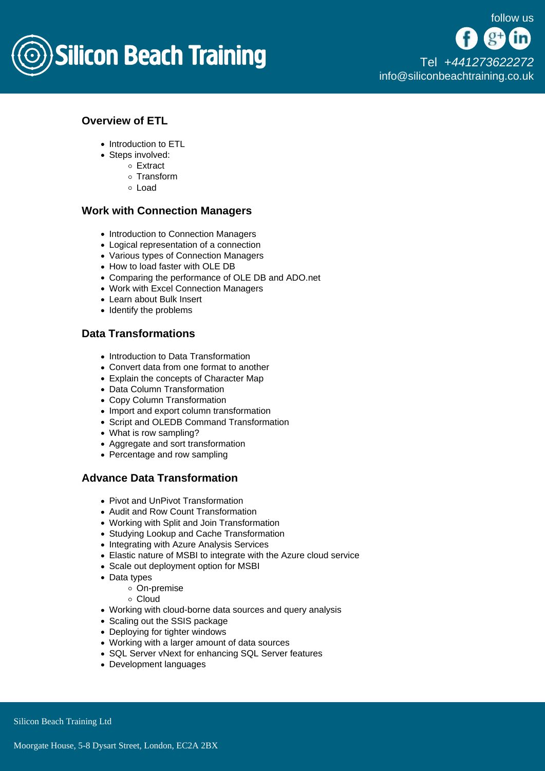## Overview of ETL

- Introduction to ETL
- Steps involved:
  - Extract
  - Transform
  - Load

## Work with Connection Managers

- Introduction to Connection Managers
- Logical representation of a connection
- Various types of Connection Managers
- How to load faster with OLE DB
- Comparing the performance of OLE DB and ADO.net
- Work with Excel Connection Managers
- Learn about Bulk Insert
- Identify the problems

## Data Transformations

- Introduction to Data Transformation
- Convert data from one format to another
- Explain the concepts of Character Map
- Data Column Transformation
- Copy Column Transformation
- Import and export column transformation
- Script and OLEDB Command Transformation
- What is row sampling?
- Aggregate and sort transformation
- Percentage and row sampling

## Advance Data Transformation

- Pivot and UnPivot Transformation
- Audit and Row Count Transformation
- Working with Split and Join Transformation
- Studying Lookup and Cache Transformation
- Integrating with Azure Analysis Services
- Elastic nature of MSBI to integrate with the Azure cloud service
- Scale out deployment option for MSBI
- Data types
  - On-premise
  - Cloud
- Working with cloud-borne data sources and query analysis
- Scaling out the SSIS package
- Deploying for tighter windows
- Working with a larger amount of data sources
- SQL Server vNext for enhancing SQL Server features
- Development languages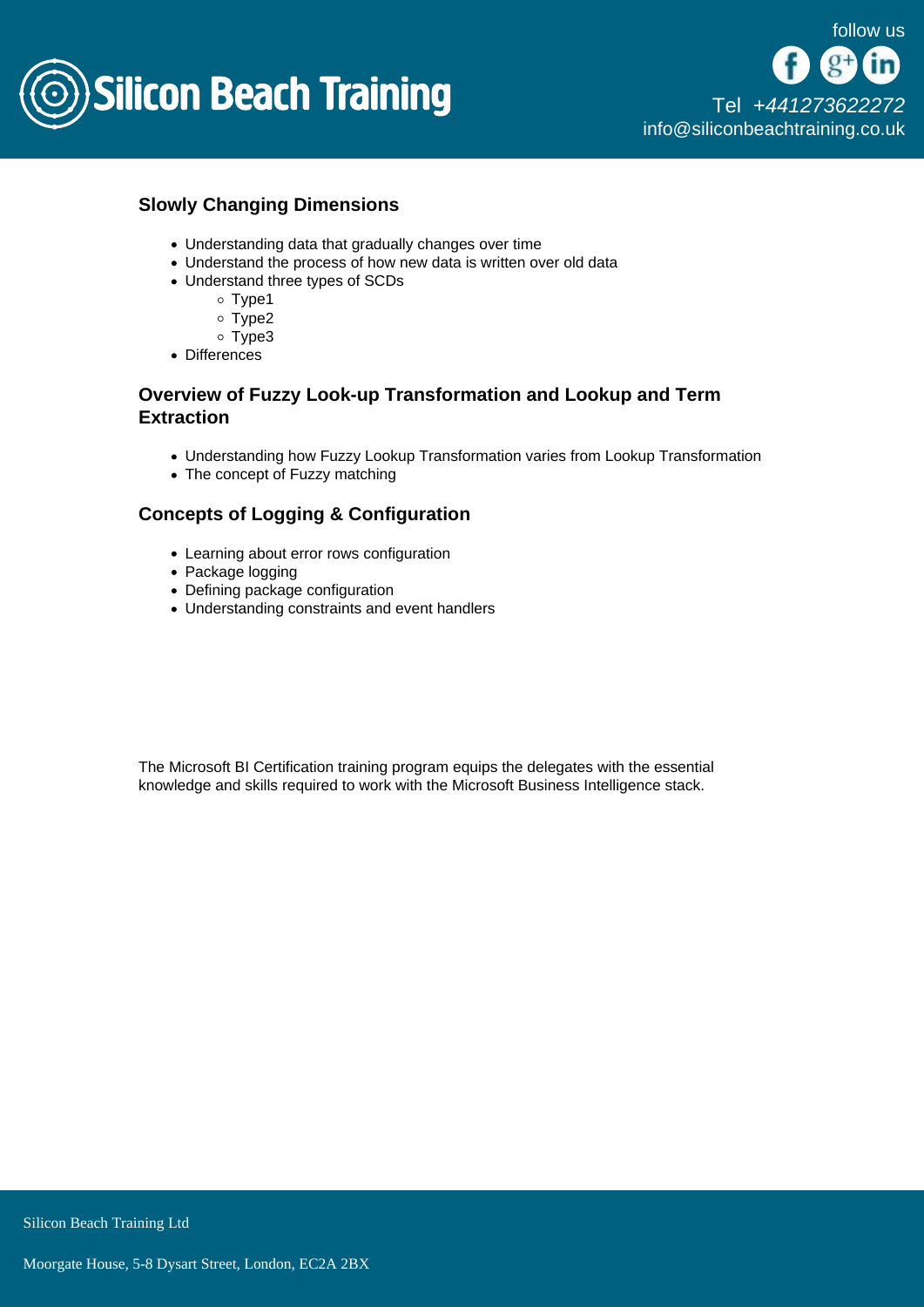### Slowly Changing Dimensions

- Understanding data that gradually changes over time
- Understand the process of how new data is written over old data
- Understand three types of SCDs
  - Type1
  - Type2
  - Type3
- Differences

### Overview of Fuzzy Look-up Transformation and Lookup and Term Extraction

- Understanding how Fuzzy Lookup Transformation varies from Lookup Transformation
- The concept of Fuzzy matching

### Concepts of Logging & Configuration

- Learning about error rows configuration
- Package logging
- Defining package configuration
- Understanding constraints and event handlers

The Microsoft BI Certification training program equips the delegates with the essential knowledge and skills required to work with the Microsoft Business Intelligence stack.